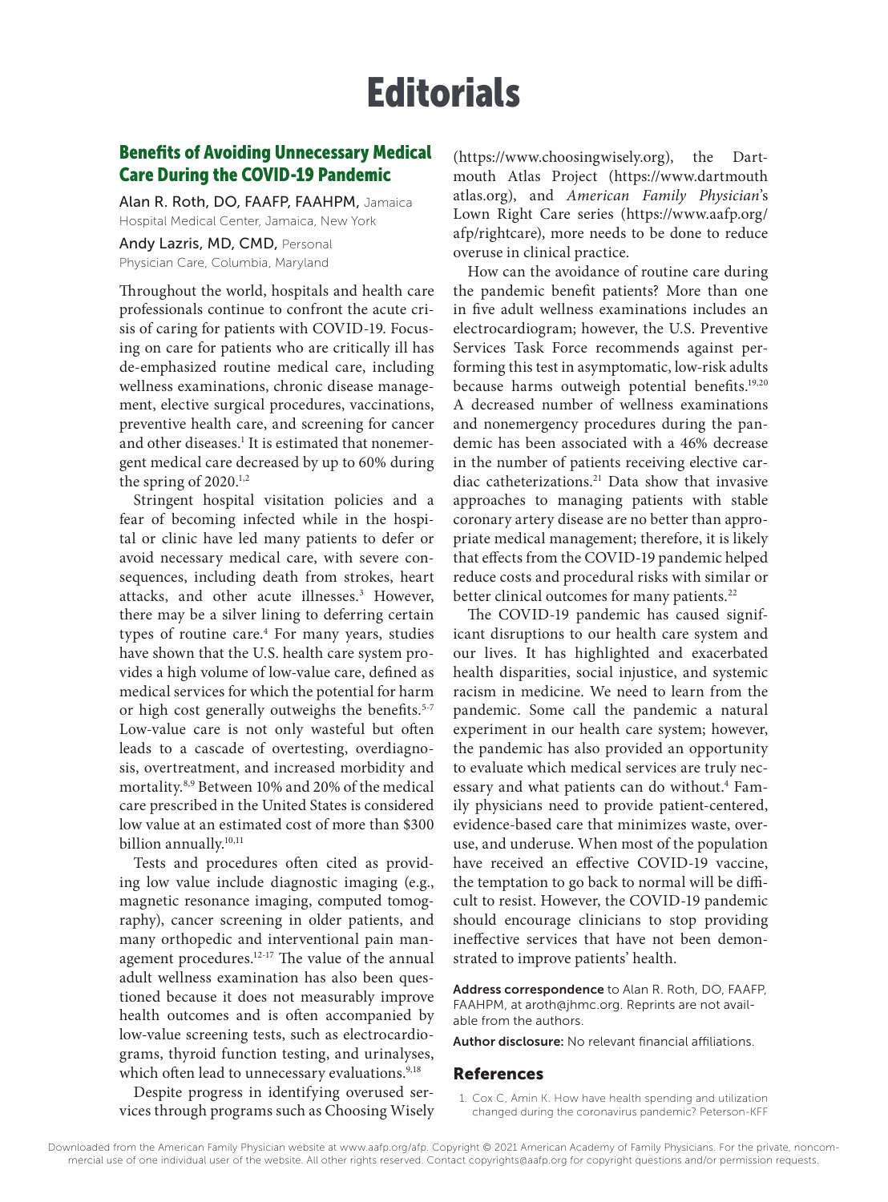# Editorials

## Benefits of Avoiding Unnecessary Medical Care During the COVID-19 Pandemic

**Alan R. Roth, DO, FAAFP, FAAHPM,** Jamaica Hospital Medical Center, Jamaica, New York

**Andy Lazris, MD, CMD,** Personal Physician Care, Columbia, Maryland

Throughout the world, hospitals and health care professionals continue to confront the acute crisis of caring for patients with COVID-19. Focusing on care for patients who are critically ill has de-emphasized routine medical care, including wellness examinations, chronic disease management, elective surgical procedures, vaccinations, preventive health care, and screening for cancer and other diseases.[1] It is estimated that nonemergent medical care decreased by up to 60% during the spring of 2020.[1,2]

Stringent hospital visitation policies and a fear of becoming infected while in the hospital or clinic have led many patients to defer or avoid necessary medical care, with severe consequences, including death from strokes, heart attacks, and other acute illnesses.[3] However, there may be a silver lining to deferring certain types of routine care.[4] For many years, studies have shown that the U.S. health care system provides a high volume of low-value care, defined as medical services for which the potential for harm or high cost generally outweighs the benefits.[5-7] Low-value care is not only wasteful but often leads to a cascade of overtesting, overdiagnosis, overtreatment, and increased morbidity and mortality.[8,9] Between 10% and 20% of the medical care prescribed in the United States is considered low value at an estimated cost of more than $300 billion annually.[10,11]

Tests and procedures often cited as providing low value include diagnostic imaging (e.g., magnetic resonance imaging, computed tomography), cancer screening in older patients, and many orthopedic and interventional pain management procedures.[12-17] The value of the annual adult wellness examination has also been questioned because it does not measurably improve health outcomes and is often accompanied by low-value screening tests, such as electrocardiograms, thyroid function testing, and urinalyses, which often lead to unnecessary evaluations.[9,18]

Despite progress in identifying overused services through programs such as Choosing Wisely (https://www.choosingwisely.org), the Dartmouth Atlas Project (https://www.dartmouthatlas.org), and *American Family Physician*'s Lown Right Care series (https://www.aafp.org/afp/rightcare), more needs to be done to reduce overuse in clinical practice.

How can the avoidance of routine care during the pandemic benefit patients? More than one in five adult wellness examinations includes an electrocardiogram; however, the U.S. Preventive Services Task Force recommends against performing this test in asymptomatic, low-risk adults because harms outweigh potential benefits.[19,20] A decreased number of wellness examinations and nonemergency procedures during the pandemic has been associated with a 46% decrease in the number of patients receiving elective cardiac catheterizations.[21] Data show that invasive approaches to managing patients with stable coronary artery disease are no better than appropriate medical management; therefore, it is likely that effects from the COVID-19 pandemic helped reduce costs and procedural risks with similar or better clinical outcomes for many patients.[22]

The COVID-19 pandemic has caused significant disruptions to our health care system and our lives. It has highlighted and exacerbated health disparities, social injustice, and systemic racism in medicine. We need to learn from the pandemic. Some call the pandemic a natural experiment in our health care system; however, the pandemic has also provided an opportunity to evaluate which medical services are truly necessary and what patients can do without.[4] Family physicians need to provide patient-centered, evidence-based care that minimizes waste, overuse, and underuse. When most of the population have received an effective COVID-19 vaccine, the temptation to go back to normal will be difficult to resist. However, the COVID-19 pandemic should encourage clinicians to stop providing ineffective services that have not been demonstrated to improve patients' health.

**Address correspondence** to Alan R. Roth, DO, FAAFP, FAAHPM, at aroth@jhmc.org. Reprints are not available from the authors.

**Author disclosure:** No relevant financial affiliations.

## References

1. Cox C, Amin K. How have health spending and utilization changed during the coronavirus pandemic? Peterson-KFF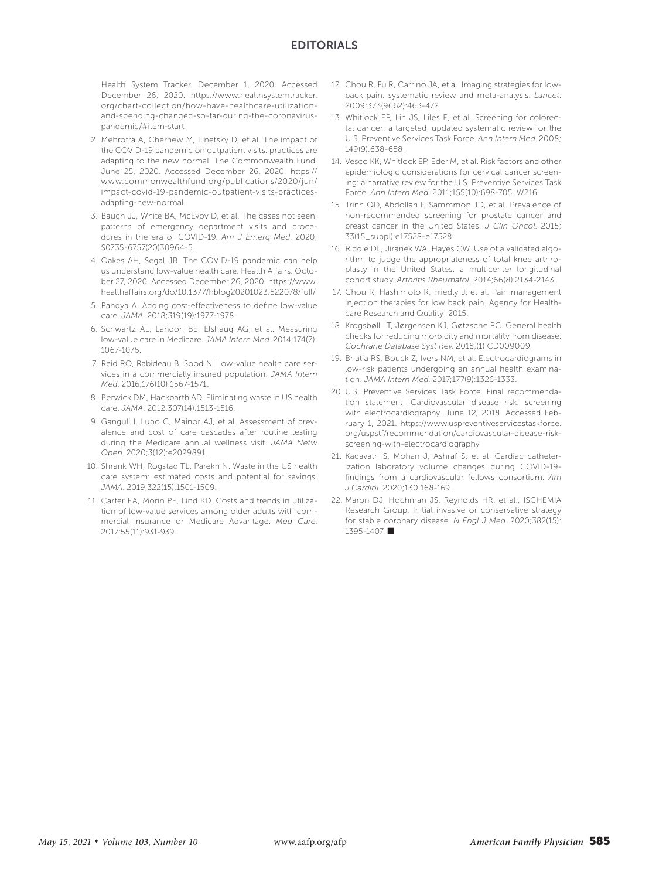Health System Tracker. December 1, 2020. Accessed December 26, 2020. https://www.healthsystemtracker.org/chart-collection/how-have-healthcare-utilization-and-spending-changed-so-far-during-the-coronavirus-pandemic/#item-start

2. Mehrotra A, Chernew M, Linetsky D, et al. The impact of the COVID-19 pandemic on outpatient visits: practices are adapting to the new normal. The Commonwealth Fund. June 25, 2020. Accessed December 26, 2020. https://www.commonwealthfund.org/publications/2020/jun/impact-covid-19-pandemic-outpatient-visits-practices-adapting-new-normal
3. Baugh JJ, White BA, McEvoy D, et al. The cases not seen: patterns of emergency department visits and procedures in the era of COVID-19. *Am J Emerg Med*. 2020; S0735-6757(20)30964-5.
4. Oakes AH, Segal JB. The COVID-19 pandemic can help us understand low-value health care. Health Affairs. October 27, 2020. Accessed December 26, 2020. https://www.healthaffairs.org/do/10.1377/hblog20201023.522078/full/
5. Pandya A. Adding cost-effectiveness to define low-value care. *JAMA*. 2018;319(19):1977-1978.
6. Schwartz AL, Landon BE, Elshaug AG, et al. Measuring low-value care in Medicare. *JAMA Intern Med*. 2014;174(7):1067-1076.
7. Reid RO, Rabideau B, Sood N. Low-value health care services in a commercially insured population. *JAMA Intern Med*. 2016;176(10):1567-1571.
8. Berwick DM, Hackbarth AD. Eliminating waste in US health care. *JAMA*. 2012;307(14):1513-1516.
9. Ganguli I, Lupo C, Mainor AJ, et al. Assessment of prevalence and cost of care cascades after routine testing during the Medicare annual wellness visit. *JAMA Netw Open*. 2020;3(12):e2029891.
10. Shrank WH, Rogstad TL, Parekh N. Waste in the US health care system: estimated costs and potential for savings. *JAMA*. 2019;322(15):1501-1509.
11. Carter EA, Morin PE, Lind KD. Costs and trends in utilization of low-value services among older adults with commercial insurance or Medicare Advantage. *Med Care*. 2017;55(11):931-939.
12. Chou R, Fu R, Carrino JA, et al. Imaging strategies for low-back pain: systematic review and meta-analysis. *Lancet*. 2009;373(9662):463-472.
13. Whitlock EP, Lin JS, Liles E, et al. Screening for colorectal cancer: a targeted, updated systematic review for the U.S. Preventive Services Task Force. *Ann Intern Med*. 2008; 149(9):638-658.
14. Vesco KK, Whitlock EP, Eder M, et al. Risk factors and other epidemiologic considerations for cervical cancer screening: a narrative review for the U.S. Preventive Services Task Force. *Ann Intern Med*. 2011;155(10):698-705, W216.
15. Trinh QD, Abdollah F, Sammmon JD, et al. Prevalence of non-recommended screening for prostate cancer and breast cancer in the United States. *J Clin Oncol*. 2015; 33(15_suppl):e17528-e17528.
16. Riddle DL, Jiranek WA, Hayes CW. Use of a validated algorithm to judge the appropriateness of total knee arthroplasty in the United States: a multicenter longitudinal cohort study. *Arthritis Rheumatol*. 2014;66(8):2134-2143.
17. Chou R, Hashimoto R, Friedly J, et al. Pain management injection therapies for low back pain. Agency for Healthcare Research and Quality; 2015.
18. Krogsbøll LT, Jørgensen KJ, Gøtzsche PC. General health checks for reducing morbidity and mortality from disease. *Cochrane Database Syst Rev*. 2018;(1):CD009009.
19. Bhatia RS, Bouck Z, Ivers NM, et al. Electrocardiograms in low-risk patients undergoing an annual health examination. *JAMA Intern Med*. 2017;177(9):1326-1333.
20. U.S. Preventive Services Task Force. Final recommendation statement. Cardiovascular disease risk: screening with electrocardiography. June 12, 2018. Accessed February 1, 2021. https://www.uspreventiveservicestaskforce.org/uspstf/recommendation/cardiovascular-disease-risk-screening-with-electrocardiography
21. Kadavath S, Mohan J, Ashraf S, et al. Cardiac catheterization laboratory volume changes during COVID-19-findings from a cardiovascular fellows consortium. *Am J Cardiol*. 2020;130:168-169.
22. Maron DJ, Hochman JS, Reynolds HR, et al.; ISCHEMIA Research Group. Initial invasive or conservative strategy for stable coronary disease. *N Engl J Med*. 2020;382(15): 1395-1407. ■